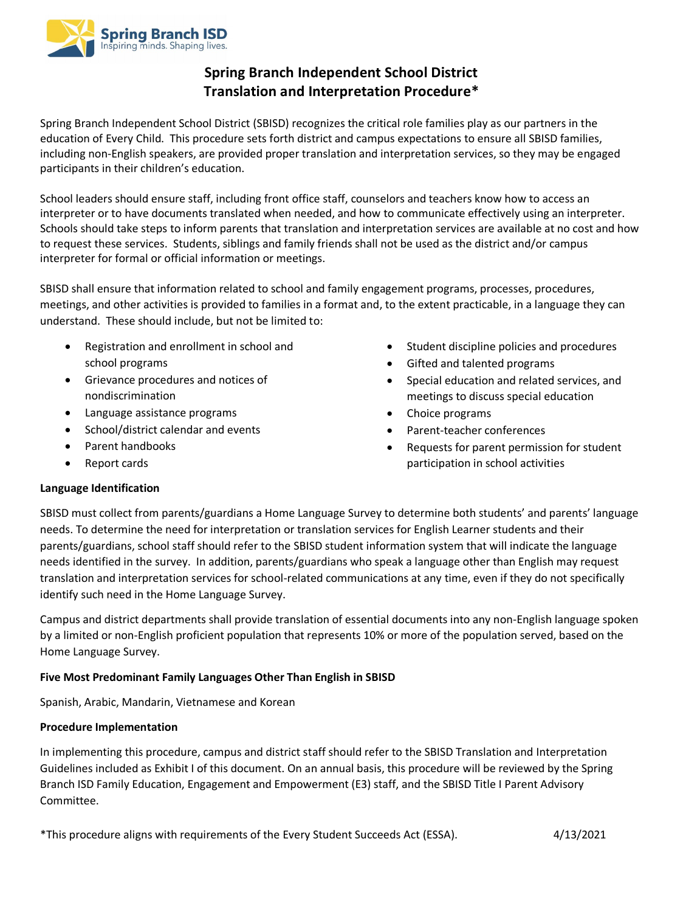# Spring Branch Independent School District
# Translation and Interpretation Procedure*

Spring Branch Independent School District (SBISD) recognizes the critical role families play as our partners in the education of Every Child. This procedure sets forth district and campus expectations to ensure all SBISD families, including non-English speakers, are provided proper translation and interpretation services, so they may be engaged participants in their children's education.

School leaders should ensure staff, including front office staff, counselors and teachers know how to access an interpreter or to have documents translated when needed, and how to communicate effectively using an interpreter. Schools should take steps to inform parents that translation and interpretation services are available at no cost and how to request these services. Students, siblings and family friends shall not be used as the district and/or campus interpreter for formal or official information or meetings.

SBISD shall ensure that information related to school and family engagement programs, processes, procedures, meetings, and other activities is provided to families in a format and, to the extent practicable, in a language they can understand. These should include, but not be limited to:

- Registration and enrollment in school and school programs
- Grievance procedures and notices of nondiscrimination
- Language assistance programs
- School/district calendar and events
- Parent handbooks
- Report cards
- Student discipline policies and procedures
- Gifted and talented programs
- Special education and related services, and meetings to discuss special education
- Choice programs
- Parent-teacher conferences
- Requests for parent permission for student participation in school activities

**Language Identification**

SBISD must collect from parents/guardians a Home Language Survey to determine both students' and parents' language needs. To determine the need for interpretation or translation services for English Learner students and their parents/guardians, school staff should refer to the SBISD student information system that will indicate the language needs identified in the survey. In addition, parents/guardians who speak a language other than English may request translation and interpretation services for school-related communications at any time, even if they do not specifically identify such need in the Home Language Survey.

Campus and district departments shall provide translation of essential documents into any non-English language spoken by a limited or non-English proficient population that represents 10% or more of the population served, based on the Home Language Survey.

**Five Most Predominant Family Languages Other Than English in SBISD**

Spanish, Arabic, Mandarin, Vietnamese and Korean

**Procedure Implementation**

In implementing this procedure, campus and district staff should refer to the SBISD Translation and Interpretation Guidelines included as Exhibit I of this document. On an annual basis, this procedure will be reviewed by the Spring Branch ISD Family Education, Engagement and Empowerment (E3) staff, and the SBISD Title I Parent Advisory Committee.

*This procedure aligns with requirements of the Every Student Succeeds Act (ESSA). 4/13/2021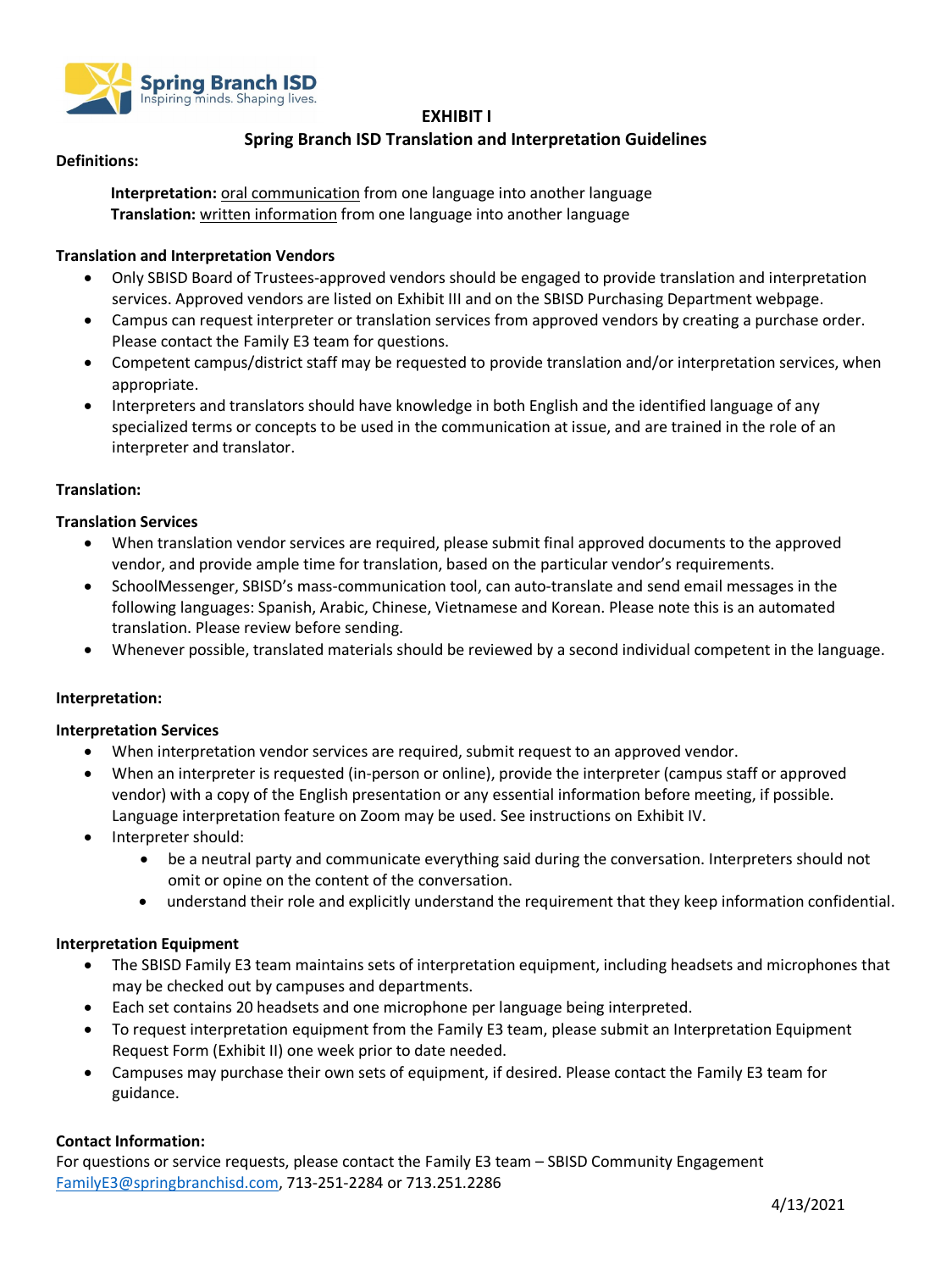Spring Branch ISD
Inspiring minds. Shaping lives.

# EXHIBIT I

## Spring Branch ISD Translation and Interpretation Guidelines

**Definitions:**

**Interpretation:** oral communication from one language into another language
**Translation:** written information from one language into another language

**Translation and Interpretation Vendors**

- Only SBISD Board of Trustees-approved vendors should be engaged to provide translation and interpretation services. Approved vendors are listed on Exhibit III and on the SBISD Purchasing Department webpage.
- Campus can request interpreter or translation services from approved vendors by creating a purchase order. Please contact the Family E3 team for questions.
- Competent campus/district staff may be requested to provide translation and/or interpretation services, when appropriate.
- Interpreters and translators should have knowledge in both English and the identified language of any specialized terms or concepts to be used in the communication at issue, and are trained in the role of an interpreter and translator.

**Translation:**

**Translation Services**

- When translation vendor services are required, please submit final approved documents to the approved vendor, and provide ample time for translation, based on the particular vendor's requirements.
- SchoolMessenger, SBISD's mass-communication tool, can auto-translate and send email messages in the following languages: Spanish, Arabic, Chinese, Vietnamese and Korean. Please note this is an automated translation. Please review before sending.
- Whenever possible, translated materials should be reviewed by a second individual competent in the language.

**Interpretation:**

**Interpretation Services**

- When interpretation vendor services are required, submit request to an approved vendor.
- When an interpreter is requested (in-person or online), provide the interpreter (campus staff or approved vendor) with a copy of the English presentation or any essential information before meeting, if possible. Language interpretation feature on Zoom may be used. See instructions on Exhibit IV.
- Interpreter should:
  - be a neutral party and communicate everything said during the conversation. Interpreters should not omit or opine on the content of the conversation.
  - understand their role and explicitly understand the requirement that they keep information confidential.

**Interpretation Equipment**

- The SBISD Family E3 team maintains sets of interpretation equipment, including headsets and microphones that may be checked out by campuses and departments.
- Each set contains 20 headsets and one microphone per language being interpreted.
- To request interpretation equipment from the Family E3 team, please submit an Interpretation Equipment Request Form (Exhibit II) one week prior to date needed.
- Campuses may purchase their own sets of equipment, if desired. Please contact the Family E3 team for guidance.

**Contact Information:**

For questions or service requests, please contact the Family E3 team – SBISD Community Engagement
FamilyE3@springbranchisd.com, 713-251-2284 or 713.251.2286

4/13/2021